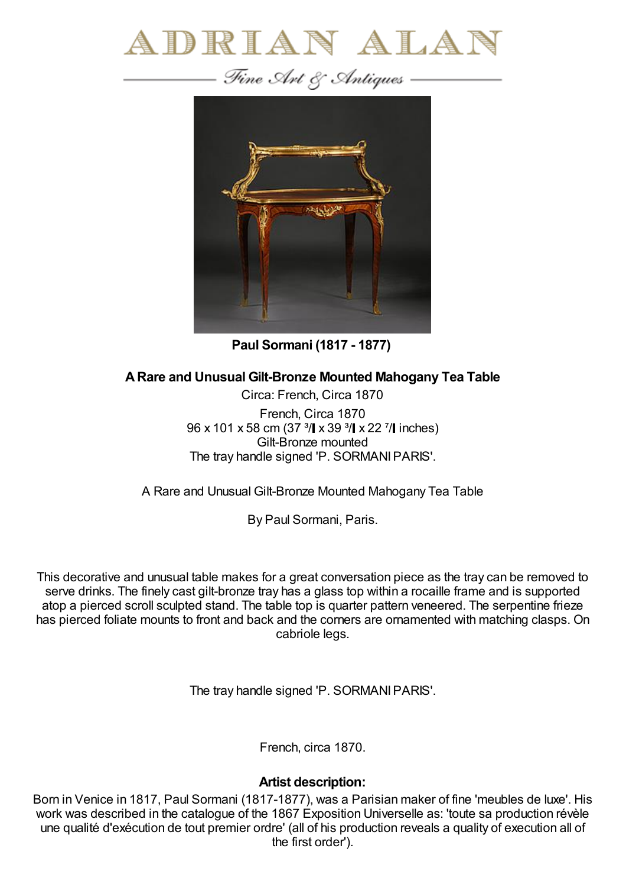# ADRIAN ALAN

*Fine Art & Antiques*

**Paul Sormani (1817 - 1877)**

## A Rare and Unusual Gilt-Bronze Mounted Mahogany Tea Table

Circa: French, Circa 1870

French, Circa 1870
96 x 101 x 58 cm (37 ³/₄ x 39 ³/₄ x 22 ⁷/₈ inches)
Gilt-Bronze mounted
The tray handle signed 'P. SORMANI PARIS'.

A Rare and Unusual Gilt-Bronze Mounted Mahogany Tea Table

By Paul Sormani, Paris.

This decorative and unusual table makes for a great conversation piece as the tray can be removed to serve drinks. The finely cast gilt-bronze tray has a glass top within a rocaille frame and is supported atop a pierced scroll sculpted stand. The table top is quarter pattern veneered. The serpentine frieze has pierced foliate mounts to front and back and the corners are ornamented with matching clasps. On cabriole legs.

The tray handle signed 'P. SORMANI PARIS'.

French, circa 1870.

### Artist description:

Born in Venice in 1817, Paul Sormani (1817-1877), was a Parisian maker of fine 'meubles de luxe'. His work was described in the catalogue of the 1867 Exposition Universelle as: 'toute sa production révèle une qualité d'exécution de tout premier ordre' (all of his production reveals a quality of execution all of the first order').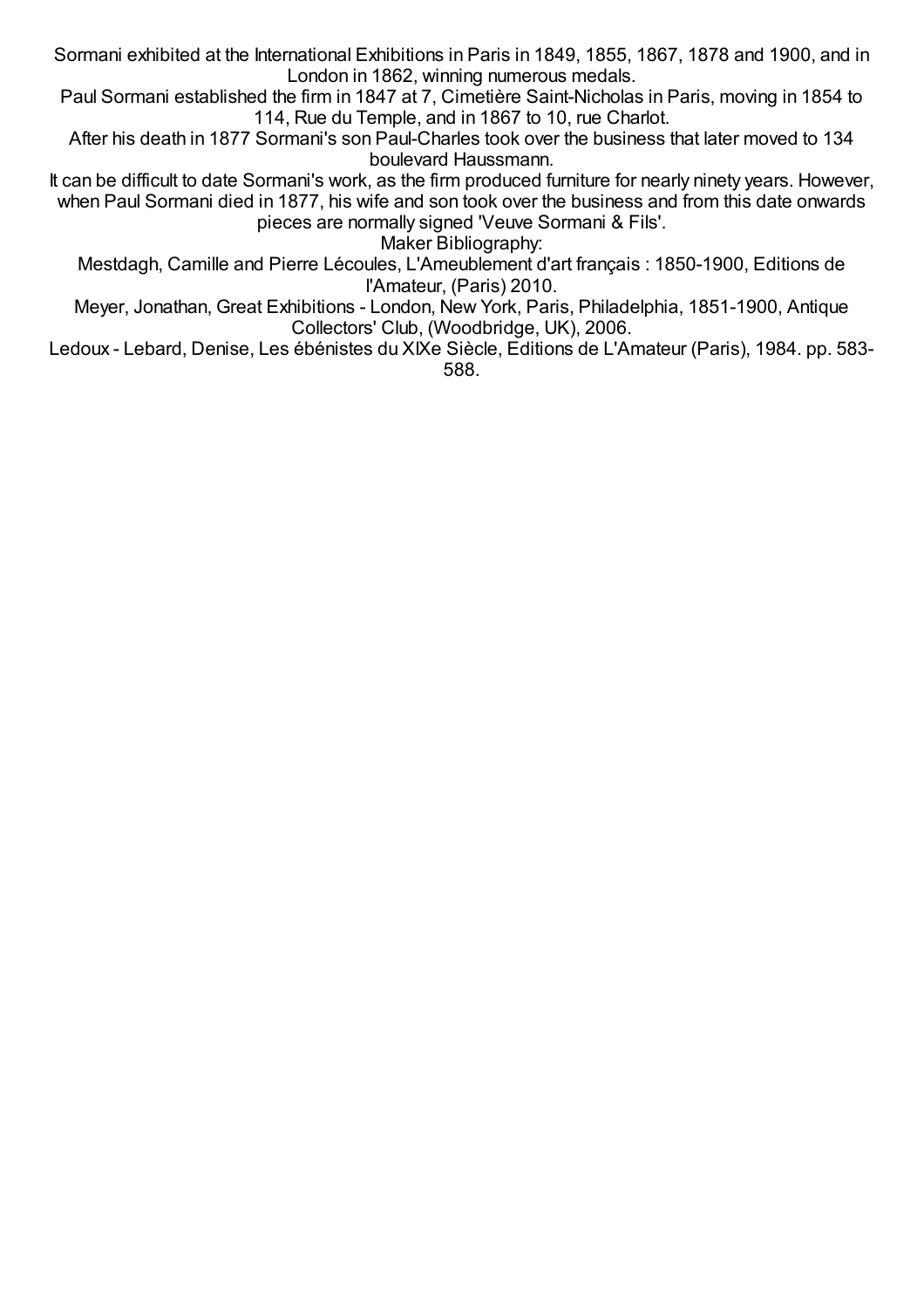Sormani exhibited at the International Exhibitions in Paris in 1849, 1855, 1867, 1878 and 1900, and in London in 1862, winning numerous medals.

Paul Sormani established the firm in 1847 at 7, Cimetière Saint-Nicholas in Paris, moving in 1854 to 114, Rue du Temple, and in 1867 to 10, rue Charlot.

After his death in 1877 Sormani's son Paul-Charles took over the business that later moved to 134 boulevard Haussmann.

It can be difficult to date Sormani's work, as the firm produced furniture for nearly ninety years. However, when Paul Sormani died in 1877, his wife and son took over the business and from this date onwards pieces are normally signed 'Veuve Sormani & Fils'.

Maker Bibliography:

Mestdagh, Camille and Pierre Lécoules, L'Ameublement d'art français : 1850-1900, Editions de l'Amateur, (Paris) 2010.

Meyer, Jonathan, Great Exhibitions - London, New York, Paris, Philadelphia, 1851-1900, Antique Collectors' Club, (Woodbridge, UK), 2006.

Ledoux - Lebard, Denise, Les ébénistes du XIXe Siècle, Editions de L'Amateur (Paris), 1984. pp. 583-588.